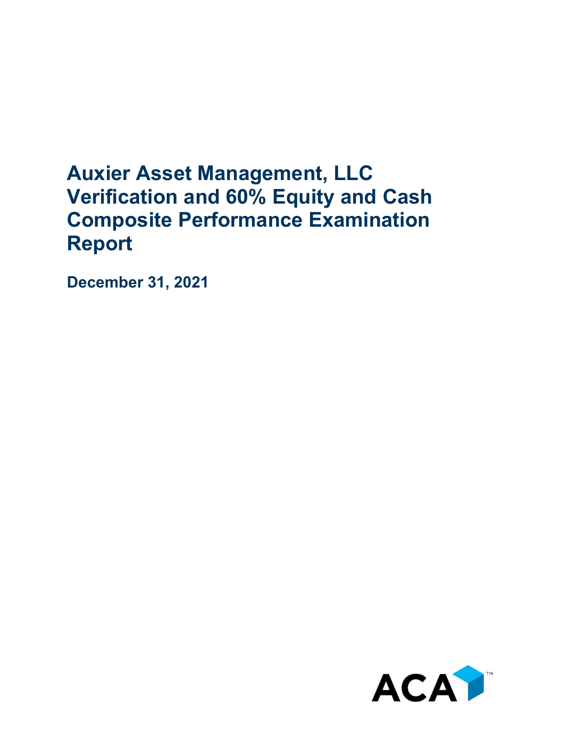# Auxier Asset Management, LLC Verification and 60% Equity and Cash Composite Performance Examination Report

**December 31, 2021**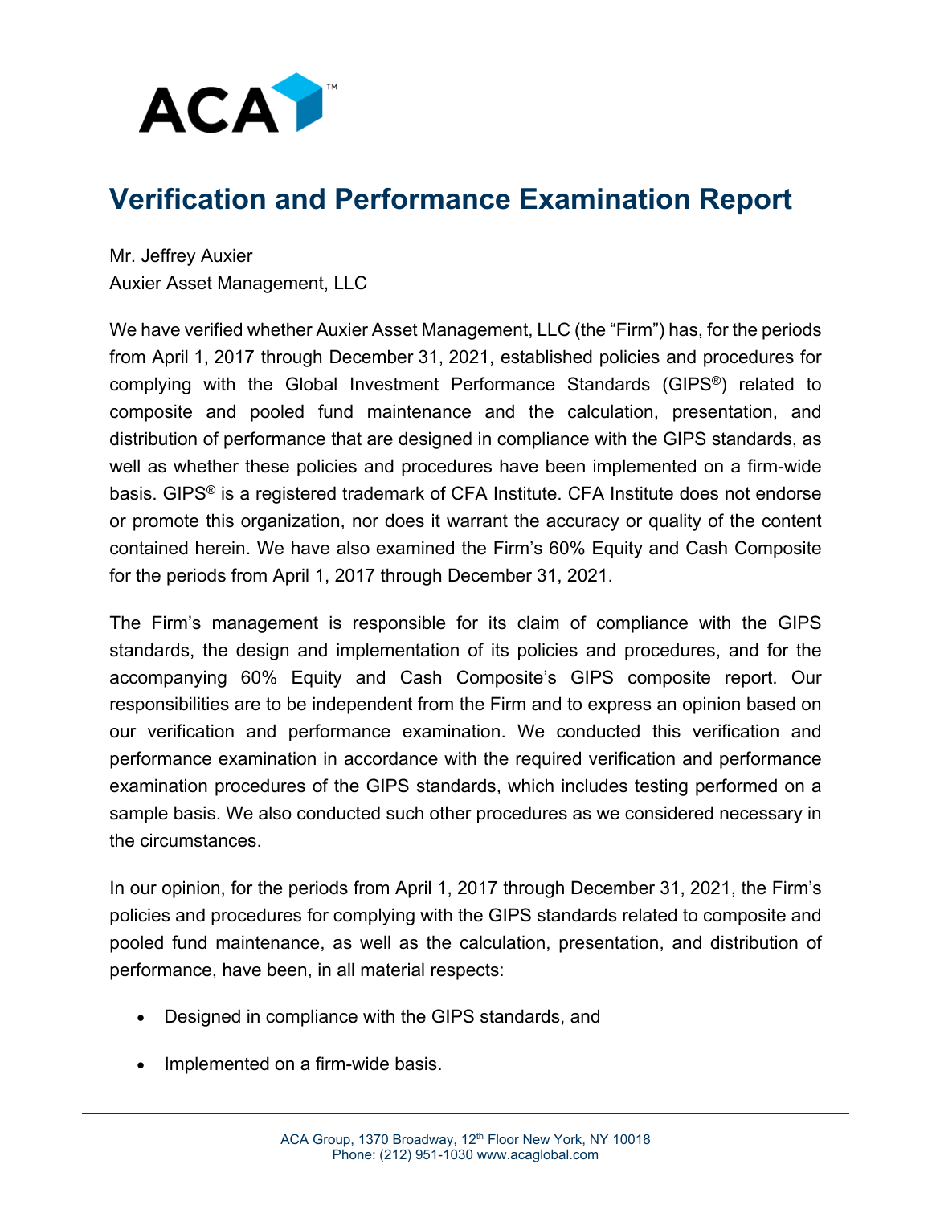# Verification and Performance Examination Report

Mr. Jeffrey Auxier
Auxier Asset Management, LLC

We have verified whether Auxier Asset Management, LLC (the "Firm") has, for the periods from April 1, 2017 through December 31, 2021, established policies and procedures for complying with the Global Investment Performance Standards (GIPS®) related to composite and pooled fund maintenance and the calculation, presentation, and distribution of performance that are designed in compliance with the GIPS standards, as well as whether these policies and procedures have been implemented on a firm-wide basis. GIPS® is a registered trademark of CFA Institute. CFA Institute does not endorse or promote this organization, nor does it warrant the accuracy or quality of the content contained herein. We have also examined the Firm's 60% Equity and Cash Composite for the periods from April 1, 2017 through December 31, 2021.

The Firm's management is responsible for its claim of compliance with the GIPS standards, the design and implementation of its policies and procedures, and for the accompanying 60% Equity and Cash Composite's GIPS composite report. Our responsibilities are to be independent from the Firm and to express an opinion based on our verification and performance examination. We conducted this verification and performance examination in accordance with the required verification and performance examination procedures of the GIPS standards, which includes testing performed on a sample basis. We also conducted such other procedures as we considered necessary in the circumstances.

In our opinion, for the periods from April 1, 2017 through December 31, 2021, the Firm's policies and procedures for complying with the GIPS standards related to composite and pooled fund maintenance, as well as the calculation, presentation, and distribution of performance, have been, in all material respects:

- Designed in compliance with the GIPS standards, and
- Implemented on a firm-wide basis.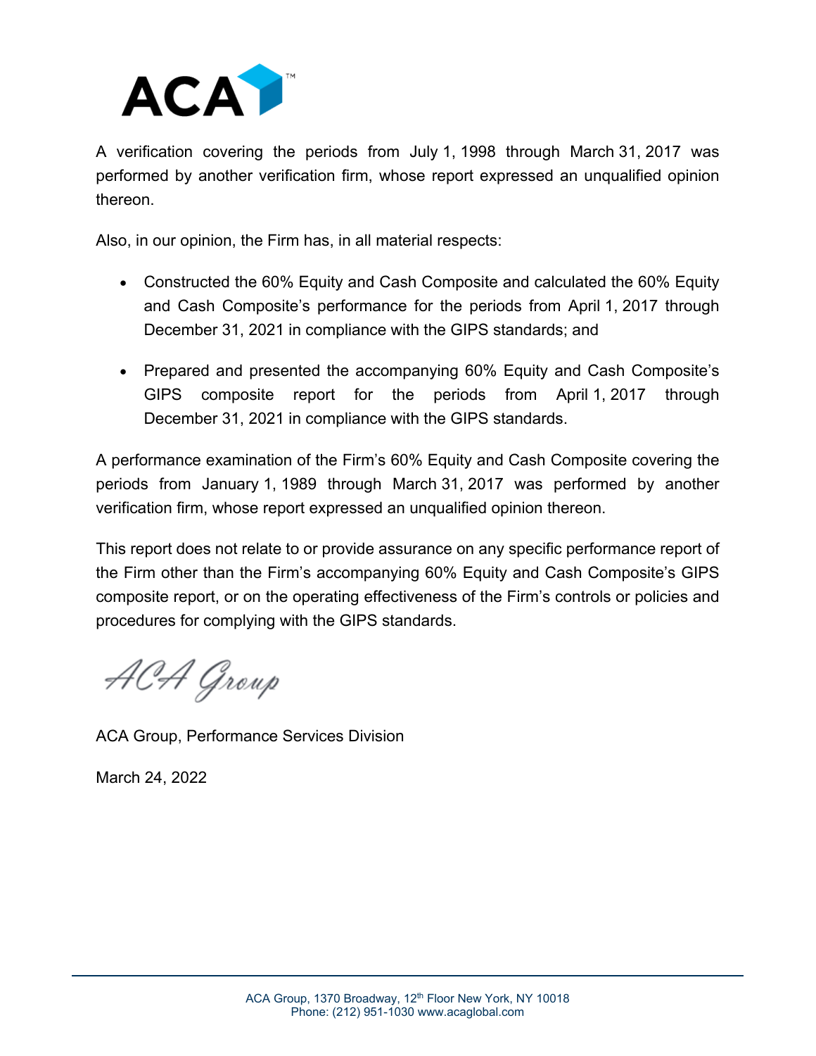A verification covering the periods from July 1, 1998 through March 31, 2017 was performed by another verification firm, whose report expressed an unqualified opinion thereon.

Also, in our opinion, the Firm has, in all material respects:

- Constructed the 60% Equity and Cash Composite and calculated the 60% Equity and Cash Composite's performance for the periods from April 1, 2017 through December 31, 2021 in compliance with the GIPS standards; and
- Prepared and presented the accompanying 60% Equity and Cash Composite's GIPS composite report for the periods from April 1, 2017 through December 31, 2021 in compliance with the GIPS standards.

A performance examination of the Firm's 60% Equity and Cash Composite covering the periods from January 1, 1989 through March 31, 2017 was performed by another verification firm, whose report expressed an unqualified opinion thereon.

This report does not relate to or provide assurance on any specific performance report of the Firm other than the Firm's accompanying 60% Equity and Cash Composite's GIPS composite report, or on the operating effectiveness of the Firm's controls or policies and procedures for complying with the GIPS standards.

*ACA Group*

ACA Group, Performance Services Division

March 24, 2022

ACA Group, 1370 Broadway, 12th Floor New York, NY 10018
Phone: (212) 951-1030 www.acaglobal.com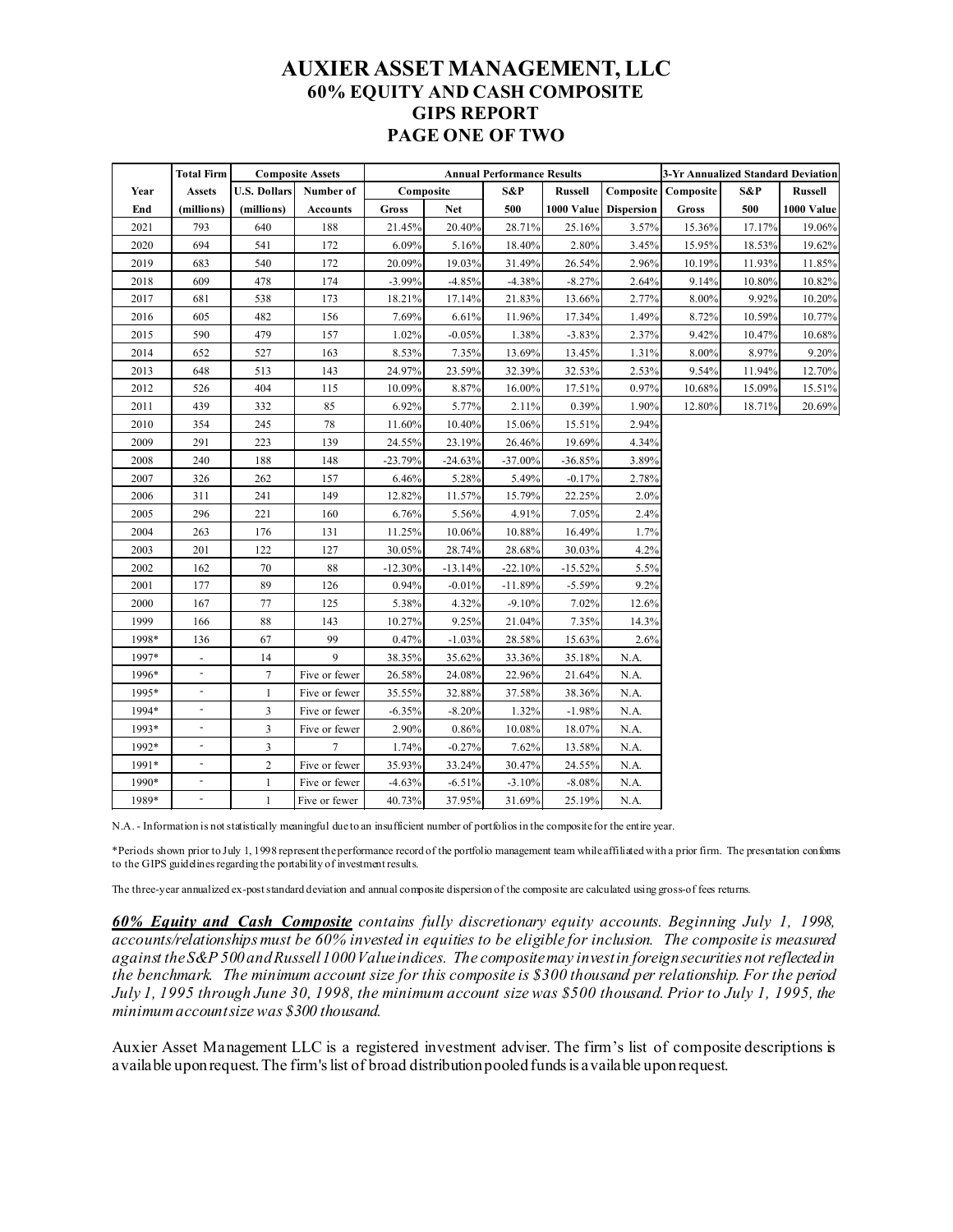# AUXIER ASSET MANAGEMENT, LLC
## 60% EQUITY AND CASH COMPOSITE
## GIPS REPORT
## PAGE ONE OF TWO

| | Total Firm | Composite Assets | | Annual Performance Results | | | | | 3-Yr Annualized Standard Deviation | | |
|---|---|---|---|---|---|---|---|---|---|---|---|
| Year | Assets | U.S. Dollars | Number of | Composite | | S&P | Russell | Composite | Composite | S&P | Russell |
| End | (millions) | (millions) | Accounts | Gross | Net | 500 | 1000 Value | Dispersion | Gross | 500 | 1000 Value |
| 2021 | 793 | 640 | 188 | 21.45% | 20.40% | 28.71% | 25.16% | 3.57% | 15.36% | 17.17% | 19.06% |
| 2020 | 694 | 541 | 172 | 6.09% | 5.16% | 18.40% | 2.80% | 3.45% | 15.95% | 18.53% | 19.62% |
| 2019 | 683 | 540 | 172 | 20.09% | 19.03% | 31.49% | 26.54% | 2.96% | 10.19% | 11.93% | 11.85% |
| 2018 | 609 | 478 | 174 | -3.99% | -4.85% | -4.38% | -8.27% | 2.64% | 9.14% | 10.80% | 10.82% |
| 2017 | 681 | 538 | 173 | 18.21% | 17.14% | 21.83% | 13.66% | 2.77% | 8.00% | 9.92% | 10.20% |
| 2016 | 605 | 482 | 156 | 7.69% | 6.61% | 11.96% | 17.34% | 1.49% | 8.72% | 10.59% | 10.77% |
| 2015 | 590 | 479 | 157 | 1.02% | -0.05% | 1.38% | -3.83% | 2.37% | 9.42% | 10.47% | 10.68% |
| 2014 | 652 | 527 | 163 | 8.53% | 7.35% | 13.69% | 13.45% | 1.31% | 8.00% | 8.97% | 9.20% |
| 2013 | 648 | 513 | 143 | 24.97% | 23.59% | 32.39% | 32.53% | 2.53% | 9.54% | 11.94% | 12.70% |
| 2012 | 526 | 404 | 115 | 10.09% | 8.87% | 16.00% | 17.51% | 0.97% | 10.68% | 15.09% | 15.51% |
| 2011 | 439 | 332 | 85 | 6.92% | 5.77% | 2.11% | 0.39% | 1.90% | 12.80% | 18.71% | 20.69% |
| 2010 | 354 | 245 | 78 | 11.60% | 10.40% | 15.06% | 15.51% | 2.94% | | | |
| 2009 | 291 | 223 | 139 | 24.55% | 23.19% | 26.46% | 19.69% | 4.34% | | | |
| 2008 | 240 | 188 | 148 | -23.79% | -24.63% | -37.00% | -36.85% | 3.89% | | | |
| 2007 | 326 | 262 | 157 | 6.46% | 5.28% | 5.49% | -0.17% | 2.78% | | | |
| 2006 | 311 | 241 | 149 | 12.82% | 11.57% | 15.79% | 22.25% | 2.0% | | | |
| 2005 | 296 | 221 | 160 | 6.76% | 5.56% | 4.91% | 7.05% | 2.4% | | | |
| 2004 | 263 | 176 | 131 | 11.25% | 10.06% | 10.88% | 16.49% | 1.7% | | | |
| 2003 | 201 | 122 | 127 | 30.05% | 28.74% | 28.68% | 30.03% | 4.2% | | | |
| 2002 | 162 | 70 | 88 | -12.30% | -13.14% | -22.10% | -15.52% | 5.5% | | | |
| 2001 | 177 | 89 | 126 | 0.94% | -0.01% | -11.89% | -5.59% | 9.2% | | | |
| 2000 | 167 | 77 | 125 | 5.38% | 4.32% | -9.10% | 7.02% | 12.6% | | | |
| 1999 | 166 | 88 | 143 | 10.27% | 9.25% | 21.04% | 7.35% | 14.3% | | | |
| 1998* | 136 | 67 | 99 | 0.47% | -1.03% | 28.58% | 15.63% | 2.6% | | | |
| 1997* | - | 14 | 9 | 38.35% | 35.62% | 33.36% | 35.18% | N.A. | | | |
| 1996* | - | 7 | Five or fewer | 26.58% | 24.08% | 22.96% | 21.64% | N.A. | | | |
| 1995* | - | 1 | Five or fewer | 35.55% | 32.88% | 37.58% | 38.36% | N.A. | | | |
| 1994* | - | 3 | Five or fewer | -6.35% | -8.20% | 1.32% | -1.98% | N.A. | | | |
| 1993* | - | 3 | Five or fewer | 2.90% | 0.86% | 10.08% | 18.07% | N.A. | | | |
| 1992* | - | 3 | 7 | 1.74% | -0.27% | 7.62% | 13.58% | N.A. | | | |
| 1991* | - | 2 | Five or fewer | 35.93% | 33.24% | 30.47% | 24.55% | N.A. | | | |
| 1990* | - | 1 | Five or fewer | -4.63% | -6.51% | -3.10% | -8.08% | N.A. | | | |
| 1989* | - | 1 | Five or fewer | 40.73% | 37.95% | 31.69% | 25.19% | N.A. | | | |

N.A. - Information is not statistically meaningful due to an insufficient number of portfolios in the composite for the entire year.

*Periods shown prior to July 1, 1998 represent the performance record of the portfolio management team while affiliated with a prior firm. The presentation conforms to the GIPS guidelines regarding the portability of investment results.

The three-year annualized ex-post standard deviation and annual composite dispersion of the composite are calculated using gross-of fees returns.

***<u>60% Equity and Cash Composite</u>*** *contains fully discretionary equity accounts. Beginning July 1, 1998, accounts/relationships must be 60% invested in equities to be eligible for inclusion. The composite is measured against the S&P 500 and Russell 1000 Value indices. The composite may invest in foreign securities not reflected in the benchmark. The minimum account size for this composite is $300 thousand per relationship. For the period July 1, 1995 through June 30, 1998, the minimum account size was $500 thousand. Prior to July 1, 1995, the minimum account size was $300 thousand.*

Auxier Asset Management LLC is a registered investment adviser. The firm's list of composite descriptions is available upon request. The firm's list of broad distribution pooled funds is available upon request.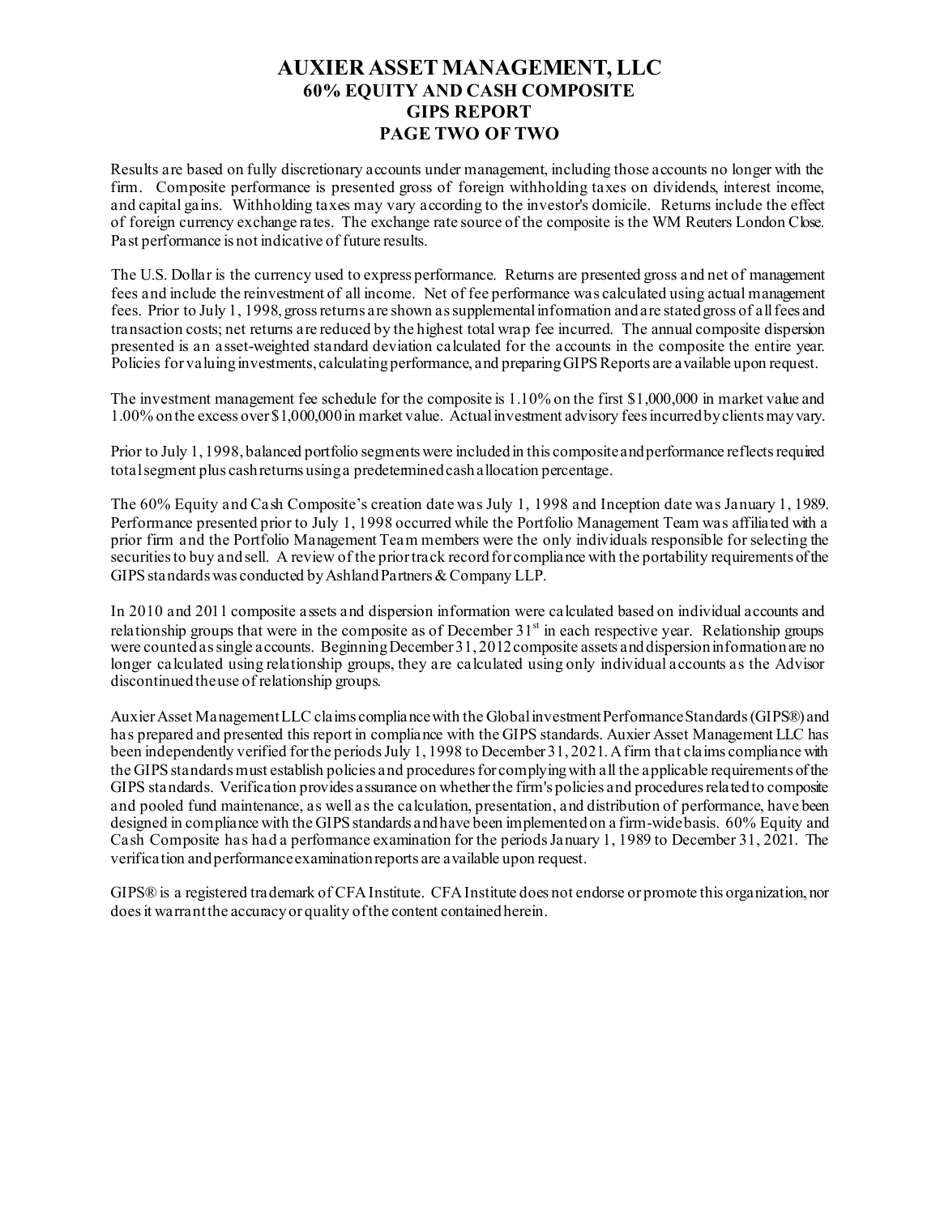# AUXIER ASSET MANAGEMENT, LLC
## 60% EQUITY AND CASH COMPOSITE
## GIPS REPORT
## PAGE TWO OF TWO

Results are based on fully discretionary accounts under management, including those accounts no longer with the firm. Composite performance is presented gross of foreign withholding taxes on dividends, interest income, and capital gains. Withholding taxes may vary according to the investor's domicile. Returns include the effect of foreign currency exchange rates. The exchange rate source of the composite is the WM Reuters London Close. Past performance is not indicative of future results.

The U.S. Dollar is the currency used to express performance. Returns are presented gross and net of management fees and include the reinvestment of all income. Net of fee performance was calculated using actual management fees. Prior to July 1, 1998, gross returns are shown as supplemental information and are stated gross of all fees and transaction costs; net returns are reduced by the highest total wrap fee incurred. The annual composite dispersion presented is an asset-weighted standard deviation calculated for the accounts in the composite the entire year. Policies for valuing investments, calculating performance, and preparing GIPS Reports are available upon request.

The investment management fee schedule for the composite is 1.10% on the first $1,000,000 in market value and 1.00% on the excess over $1,000,000 in market value. Actual investment advisory fees incurred by clients may vary.

Prior to July 1, 1998, balanced portfolio segments were included in this composite and performance reflects required total segment plus cash returns using a predetermined cash allocation percentage.

The 60% Equity and Cash Composite's creation date was July 1, 1998 and Inception date was January 1, 1989. Performance presented prior to July 1, 1998 occurred while the Portfolio Management Team was affiliated with a prior firm and the Portfolio Management Team members were the only individuals responsible for selecting the securities to buy and sell. A review of the prior track record for compliance with the portability requirements of the GIPS standards was conducted by Ashland Partners & Company LLP.

In 2010 and 2011 composite assets and dispersion information were calculated based on individual accounts and relationship groups that were in the composite as of December 31st in each respective year. Relationship groups were counted as single accounts. Beginning December 31, 2012 composite assets and dispersion information are no longer calculated using relationship groups, they are calculated using only individual accounts as the Advisor discontinued the use of relationship groups.

Auxier Asset Management LLC claims compliance with the Global investment Performance Standards (GIPS®) and has prepared and presented this report in compliance with the GIPS standards. Auxier Asset Management LLC has been independently verified for the periods July 1, 1998 to December 31, 2021. A firm that claims compliance with the GIPS standards must establish policies and procedures for complying with all the applicable requirements of the GIPS standards. Verification provides assurance on whether the firm's policies and procedures related to composite and pooled fund maintenance, as well as the calculation, presentation, and distribution of performance, have been designed in compliance with the GIPS standards and have been implemented on a firm-wide basis. 60% Equity and Cash Composite has had a performance examination for the periods January 1, 1989 to December 31, 2021. The verification and performance examination reports are available upon request.

GIPS® is a registered trademark of CFA Institute. CFA Institute does not endorse or promote this organization, nor does it warrant the accuracy or quality of the content contained herein.